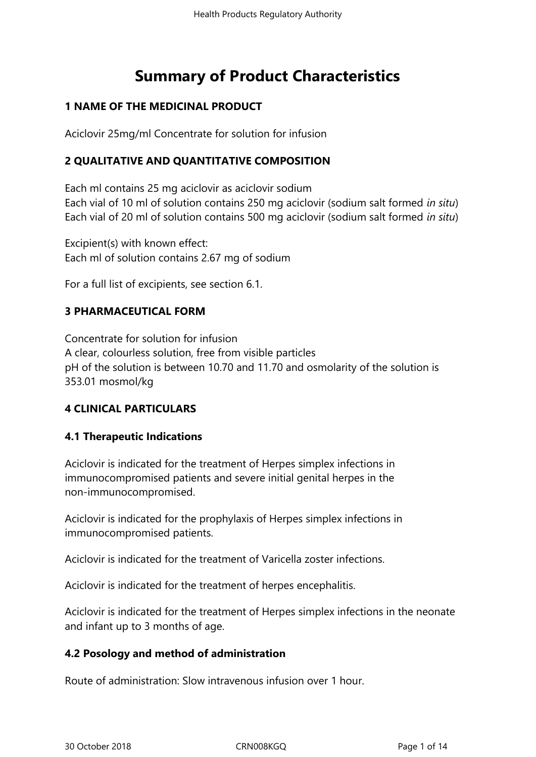# Summary of Product Characteristics

## 1 NAME OF THE MEDICINAL PRODUCT

Aciclovir 25mg/ml Concentrate for solution for infusion

## 2 QUALITATIVE AND QUANTITATIVE COMPOSITION

Each ml contains 25 mg aciclovir as aciclovir sodium
Each vial of 10 ml of solution contains 250 mg aciclovir (sodium salt formed *in situ*)
Each vial of 20 ml of solution contains 500 mg aciclovir (sodium salt formed *in situ*)

Excipient(s) with known effect:
Each ml of solution contains 2.67 mg of sodium

For a full list of excipients, see section 6.1.

## 3 PHARMACEUTICAL FORM

Concentrate for solution for infusion
A clear, colourless solution, free from visible particles
pH of the solution is between 10.70 and 11.70 and osmolarity of the solution is 353.01 mosmol/kg

## 4 CLINICAL PARTICULARS

### 4.1 Therapeutic Indications

Aciclovir is indicated for the treatment of Herpes simplex infections in immunocompromised patients and severe initial genital herpes in the non-immunocompromised.

Aciclovir is indicated for the prophylaxis of Herpes simplex infections in immunocompromised patients.

Aciclovir is indicated for the treatment of Varicella zoster infections.

Aciclovir is indicated for the treatment of herpes encephalitis.

Aciclovir is indicated for the treatment of Herpes simplex infections in the neonate and infant up to 3 months of age.

### 4.2 Posology and method of administration

Route of administration: Slow intravenous infusion over 1 hour.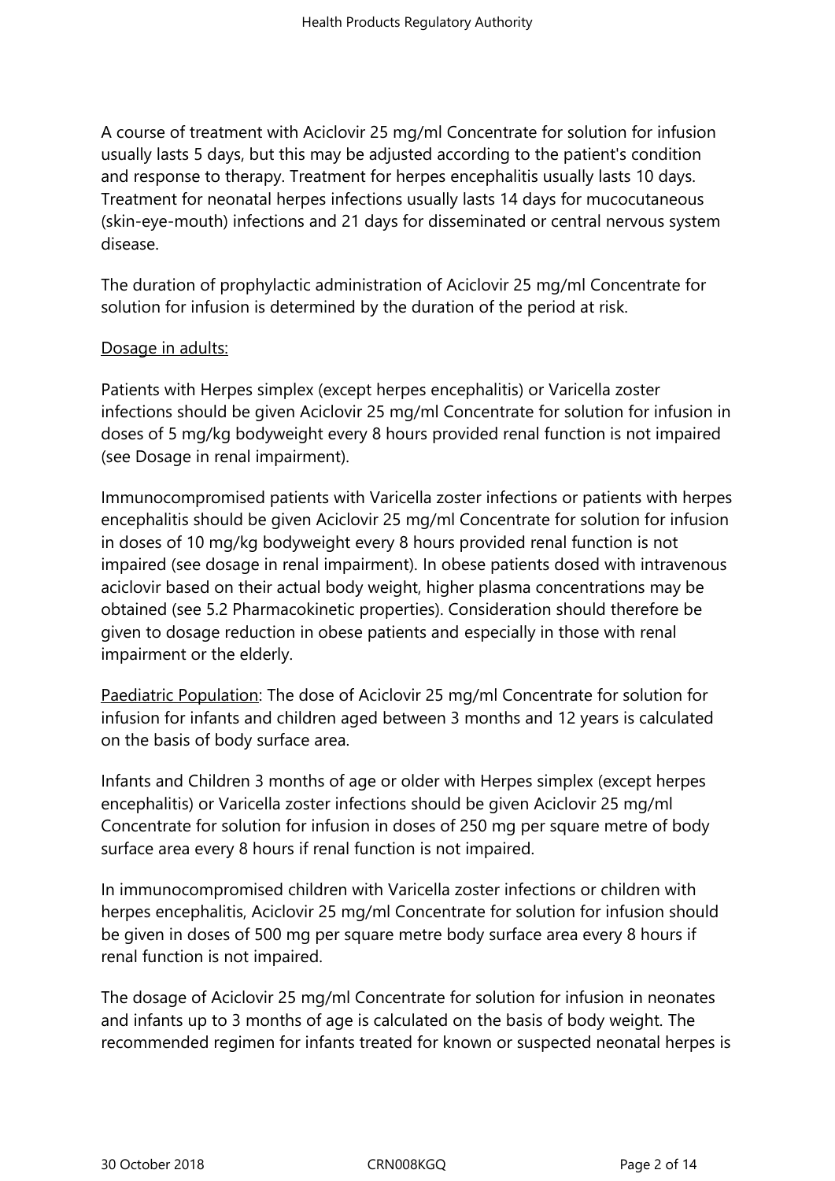A course of treatment with Aciclovir 25 mg/ml Concentrate for solution for infusion usually lasts 5 days, but this may be adjusted according to the patient's condition and response to therapy. Treatment for herpes encephalitis usually lasts 10 days. Treatment for neonatal herpes infections usually lasts 14 days for mucocutaneous (skin-eye-mouth) infections and 21 days for disseminated or central nervous system disease.

The duration of prophylactic administration of Aciclovir 25 mg/ml Concentrate for solution for infusion is determined by the duration of the period at risk.

Dosage in adults:

Patients with Herpes simplex (except herpes encephalitis) or Varicella zoster infections should be given Aciclovir 25 mg/ml Concentrate for solution for infusion in doses of 5 mg/kg bodyweight every 8 hours provided renal function is not impaired (see Dosage in renal impairment).

Immunocompromised patients with Varicella zoster infections or patients with herpes encephalitis should be given Aciclovir 25 mg/ml Concentrate for solution for infusion in doses of 10 mg/kg bodyweight every 8 hours provided renal function is not impaired (see dosage in renal impairment). In obese patients dosed with intravenous aciclovir based on their actual body weight, higher plasma concentrations may be obtained (see 5.2 Pharmacokinetic properties). Consideration should therefore be given to dosage reduction in obese patients and especially in those with renal impairment or the elderly.

Paediatric Population: The dose of Aciclovir 25 mg/ml Concentrate for solution for infusion for infants and children aged between 3 months and 12 years is calculated on the basis of body surface area.

Infants and Children 3 months of age or older with Herpes simplex (except herpes encephalitis) or Varicella zoster infections should be given Aciclovir 25 mg/ml Concentrate for solution for infusion in doses of 250 mg per square metre of body surface area every 8 hours if renal function is not impaired.

In immunocompromised children with Varicella zoster infections or children with herpes encephalitis, Aciclovir 25 mg/ml Concentrate for solution for infusion should be given in doses of 500 mg per square metre body surface area every 8 hours if renal function is not impaired.

The dosage of Aciclovir 25 mg/ml Concentrate for solution for infusion in neonates and infants up to 3 months of age is calculated on the basis of body weight. The recommended regimen for infants treated for known or suspected neonatal herpes is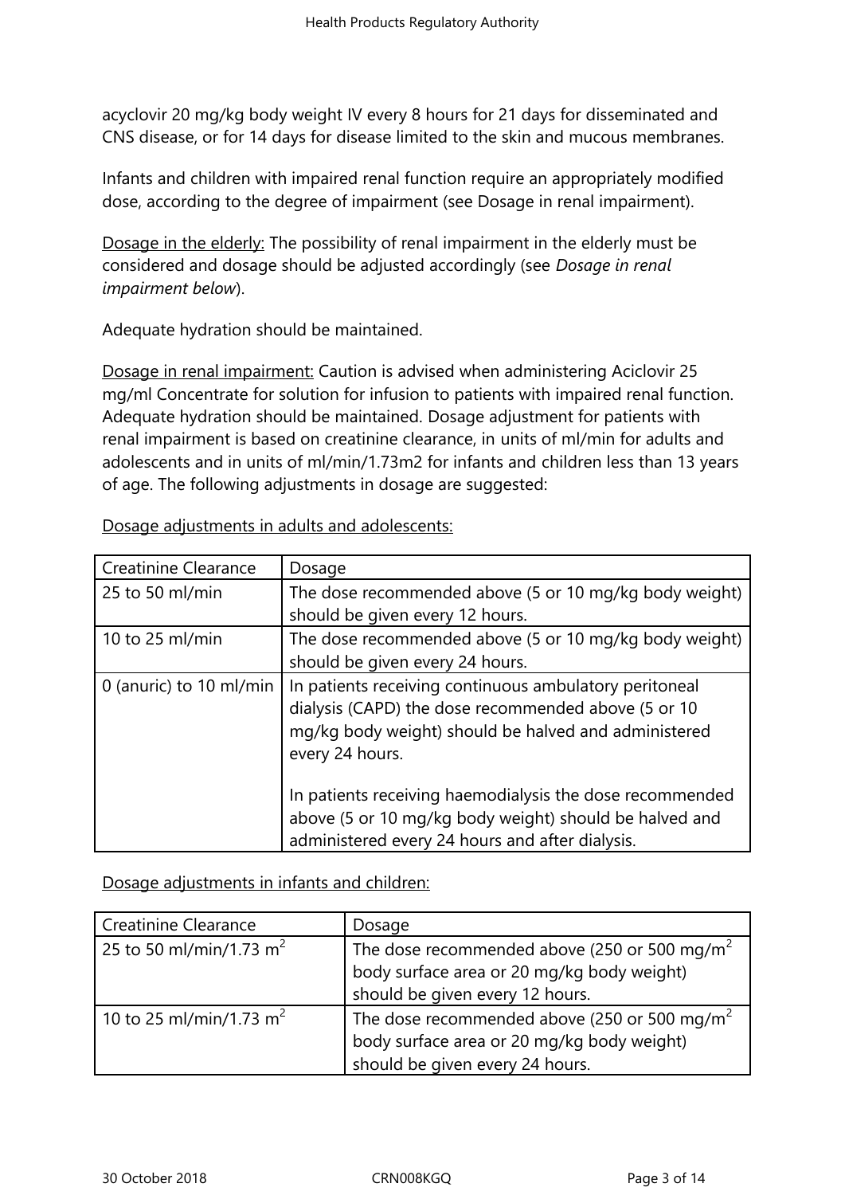acyclovir 20 mg/kg body weight IV every 8 hours for 21 days for disseminated and CNS disease, or for 14 days for disease limited to the skin and mucous membranes.

Infants and children with impaired renal function require an appropriately modified dose, according to the degree of impairment (see Dosage in renal impairment).

Dosage in the elderly: The possibility of renal impairment in the elderly must be considered and dosage should be adjusted accordingly (see *Dosage in renal impairment below*).

Adequate hydration should be maintained.

Dosage in renal impairment: Caution is advised when administering Aciclovir 25 mg/ml Concentrate for solution for infusion to patients with impaired renal function. Adequate hydration should be maintained. Dosage adjustment for patients with renal impairment is based on creatinine clearance, in units of ml/min for adults and adolescents and in units of ml/min/1.73m2 for infants and children less than 13 years of age. The following adjustments in dosage are suggested:

Dosage adjustments in adults and adolescents:

| Creatinine Clearance | Dosage |
| --- | --- |
| 25 to 50 ml/min | The dose recommended above (5 or 10 mg/kg body weight) should be given every 12 hours. |
| 10 to 25 ml/min | The dose recommended above (5 or 10 mg/kg body weight) should be given every 24 hours. |
| 0 (anuric) to 10 ml/min | In patients receiving continuous ambulatory peritoneal dialysis (CAPD) the dose recommended above (5 or 10 mg/kg body weight) should be halved and administered every 24 hours.<br><br>In patients receiving haemodialysis the dose recommended above (5 or 10 mg/kg body weight) should be halved and administered every 24 hours and after dialysis. |

Dosage adjustments in infants and children:

| Creatinine Clearance | Dosage |
| --- | --- |
| 25 to 50 ml/min/1.73 $m^2$ | The dose recommended above (250 or 500 mg/$m^2$ body surface area or 20 mg/kg body weight) should be given every 12 hours. |
| 10 to 25 ml/min/1.73 $m^2$ | The dose recommended above (250 or 500 mg/$m^2$ body surface area or 20 mg/kg body weight) should be given every 24 hours. |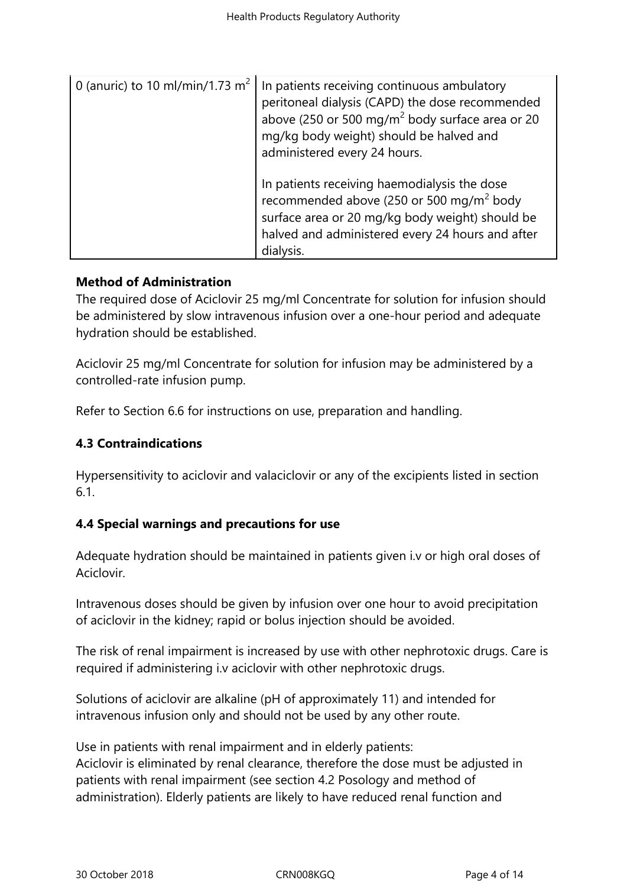| | |
|---|---|
| 0 (anuric) to 10 ml/min/1.73 $m^2$ | In patients receiving continuous ambulatory peritoneal dialysis (CAPD) the dose recommended above (250 or 500 mg/$m^2$ body surface area or 20 mg/kg body weight) should be halved and administered every 24 hours.<br><br>In patients receiving haemodialysis the dose recommended above (250 or 500 mg/$m^2$ body surface area or 20 mg/kg body weight) should be halved and administered every 24 hours and after dialysis. |

**Method of Administration**

The required dose of Aciclovir 25 mg/ml Concentrate for solution for infusion should be administered by slow intravenous infusion over a one-hour period and adequate hydration should be established.

Aciclovir 25 mg/ml Concentrate for solution for infusion may be administered by a controlled-rate infusion pump.

Refer to Section 6.6 for instructions on use, preparation and handling.

**4.3 Contraindications**

Hypersensitivity to aciclovir and valaciclovir or any of the excipients listed in section 6.1.

**4.4 Special warnings and precautions for use**

Adequate hydration should be maintained in patients given i.v or high oral doses of Aciclovir.

Intravenous doses should be given by infusion over one hour to avoid precipitation of aciclovir in the kidney; rapid or bolus injection should be avoided.

The risk of renal impairment is increased by use with other nephrotoxic drugs. Care is required if administering i.v aciclovir with other nephrotoxic drugs.

Solutions of aciclovir are alkaline (pH of approximately 11) and intended for intravenous infusion only and should not be used by any other route.

Use in patients with renal impairment and in elderly patients:
Aciclovir is eliminated by renal clearance, therefore the dose must be adjusted in patients with renal impairment (see section 4.2 Posology and method of administration). Elderly patients are likely to have reduced renal function and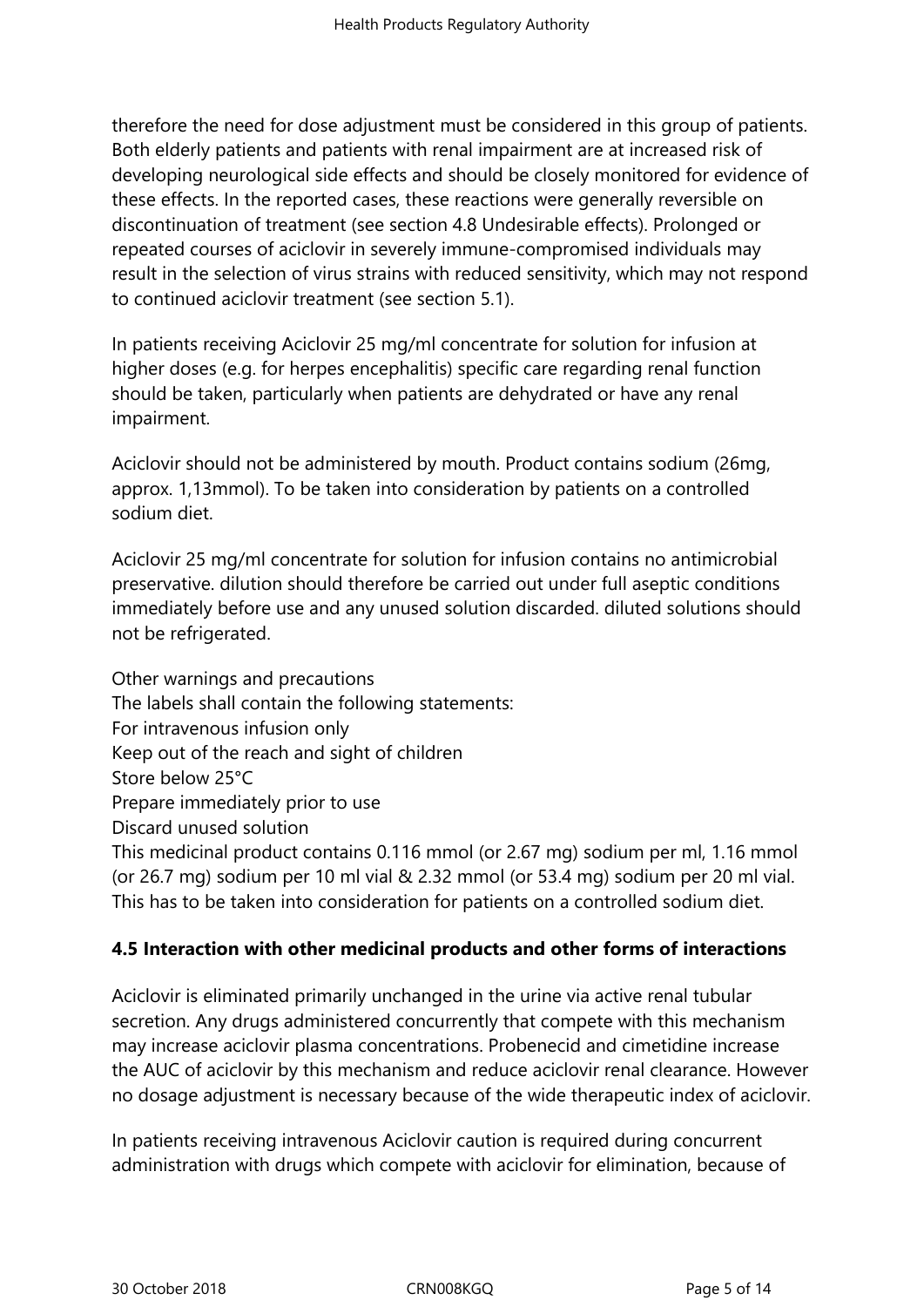therefore the need for dose adjustment must be considered in this group of patients. Both elderly patients and patients with renal impairment are at increased risk of developing neurological side effects and should be closely monitored for evidence of these effects. In the reported cases, these reactions were generally reversible on discontinuation of treatment (see section 4.8 Undesirable effects). Prolonged or repeated courses of aciclovir in severely immune-compromised individuals may result in the selection of virus strains with reduced sensitivity, which may not respond to continued aciclovir treatment (see section 5.1).

In patients receiving Aciclovir 25 mg/ml concentrate for solution for infusion at higher doses (e.g. for herpes encephalitis) specific care regarding renal function should be taken, particularly when patients are dehydrated or have any renal impairment.

Aciclovir should not be administered by mouth. Product contains sodium (26mg, approx. 1,13mmol). To be taken into consideration by patients on a controlled sodium diet.

Aciclovir 25 mg/ml concentrate for solution for infusion contains no antimicrobial preservative. dilution should therefore be carried out under full aseptic conditions immediately before use and any unused solution discarded. diluted solutions should not be refrigerated.

Other warnings and precautions
The labels shall contain the following statements:
For intravenous infusion only
Keep out of the reach and sight of children
Store below 25°C
Prepare immediately prior to use
Discard unused solution
This medicinal product contains 0.116 mmol (or 2.67 mg) sodium per ml, 1.16 mmol (or 26.7 mg) sodium per 10 ml vial & 2.32 mmol (or 53.4 mg) sodium per 20 ml vial. This has to be taken into consideration for patients on a controlled sodium diet.

### 4.5 Interaction with other medicinal products and other forms of interactions

Aciclovir is eliminated primarily unchanged in the urine via active renal tubular secretion. Any drugs administered concurrently that compete with this mechanism may increase aciclovir plasma concentrations. Probenecid and cimetidine increase the AUC of aciclovir by this mechanism and reduce aciclovir renal clearance. However no dosage adjustment is necessary because of the wide therapeutic index of aciclovir.

In patients receiving intravenous Aciclovir caution is required during concurrent administration with drugs which compete with aciclovir for elimination, because of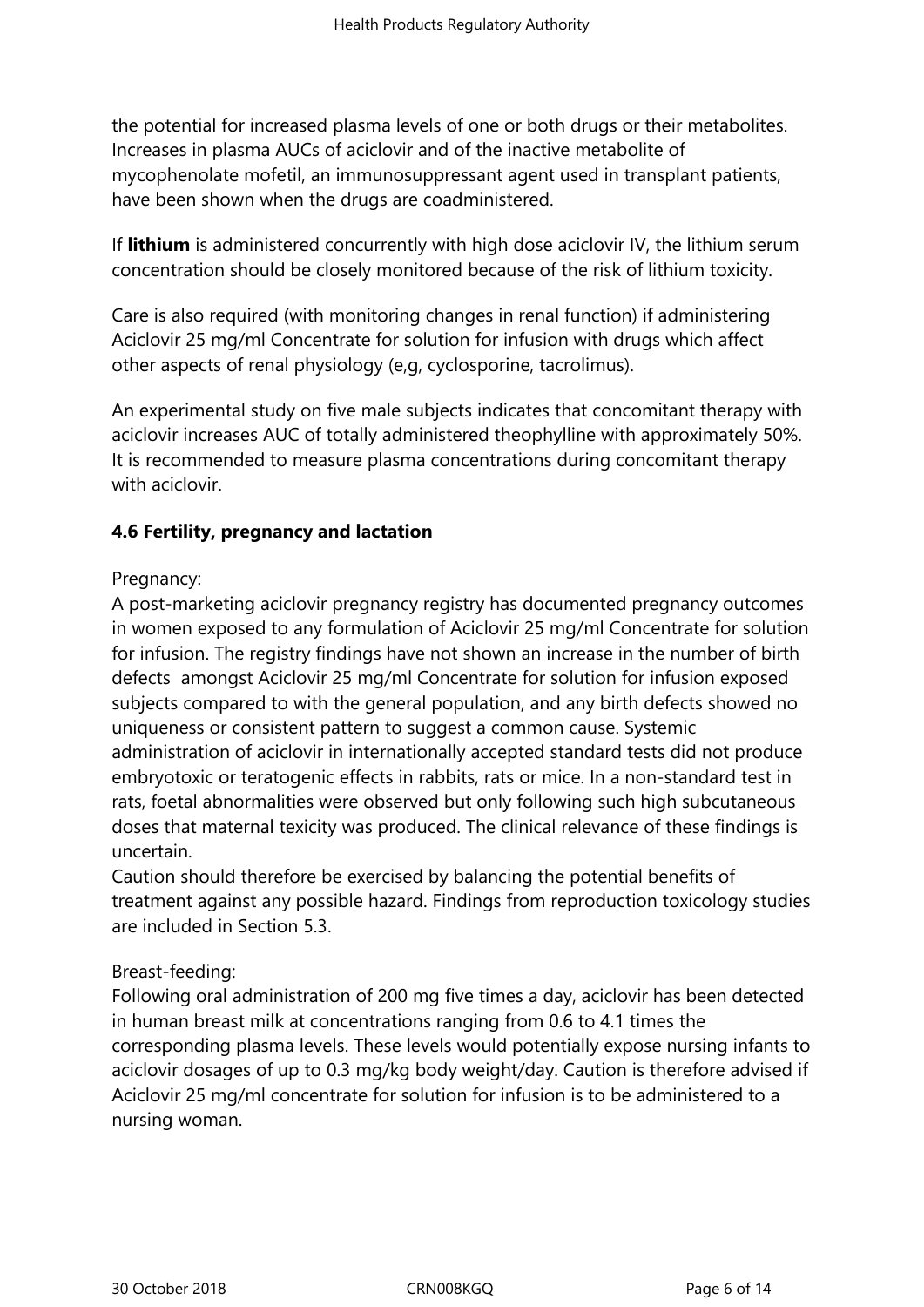the potential for increased plasma levels of one or both drugs or their metabolites. Increases in plasma AUCs of aciclovir and of the inactive metabolite of mycophenolate mofetil, an immunosuppressant agent used in transplant patients, have been shown when the drugs are coadministered.

If **lithium** is administered concurrently with high dose aciclovir IV, the lithium serum concentration should be closely monitored because of the risk of lithium toxicity.

Care is also required (with monitoring changes in renal function) if administering Aciclovir 25 mg/ml Concentrate for solution for infusion with drugs which affect other aspects of renal physiology (e,g, cyclosporine, tacrolimus).

An experimental study on five male subjects indicates that concomitant therapy with aciclovir increases AUC of totally administered theophylline with approximately 50%. It is recommended to measure plasma concentrations during concomitant therapy with aciclovir.

### 4.6 Fertility, pregnancy and lactation

Pregnancy:
A post-marketing aciclovir pregnancy registry has documented pregnancy outcomes in women exposed to any formulation of Aciclovir 25 mg/ml Concentrate for solution for infusion. The registry findings have not shown an increase in the number of birth defects amongst Aciclovir 25 mg/ml Concentrate for solution for infusion exposed subjects compared to with the general population, and any birth defects showed no uniqueness or consistent pattern to suggest a common cause. Systemic administration of aciclovir in internationally accepted standard tests did not produce embryotoxic or teratogenic effects in rabbits, rats or mice. In a non-standard test in rats, foetal abnormalities were observed but only following such high subcutaneous doses that maternal texicity was produced. The clinical relevance of these findings is uncertain.
Caution should therefore be exercised by balancing the potential benefits of treatment against any possible hazard. Findings from reproduction toxicology studies are included in Section 5.3.

Breast-feeding:
Following oral administration of 200 mg five times a day, aciclovir has been detected in human breast milk at concentrations ranging from 0.6 to 4.1 times the corresponding plasma levels. These levels would potentially expose nursing infants to aciclovir dosages of up to 0.3 mg/kg body weight/day. Caution is therefore advised if Aciclovir 25 mg/ml concentrate for solution for infusion is to be administered to a nursing woman.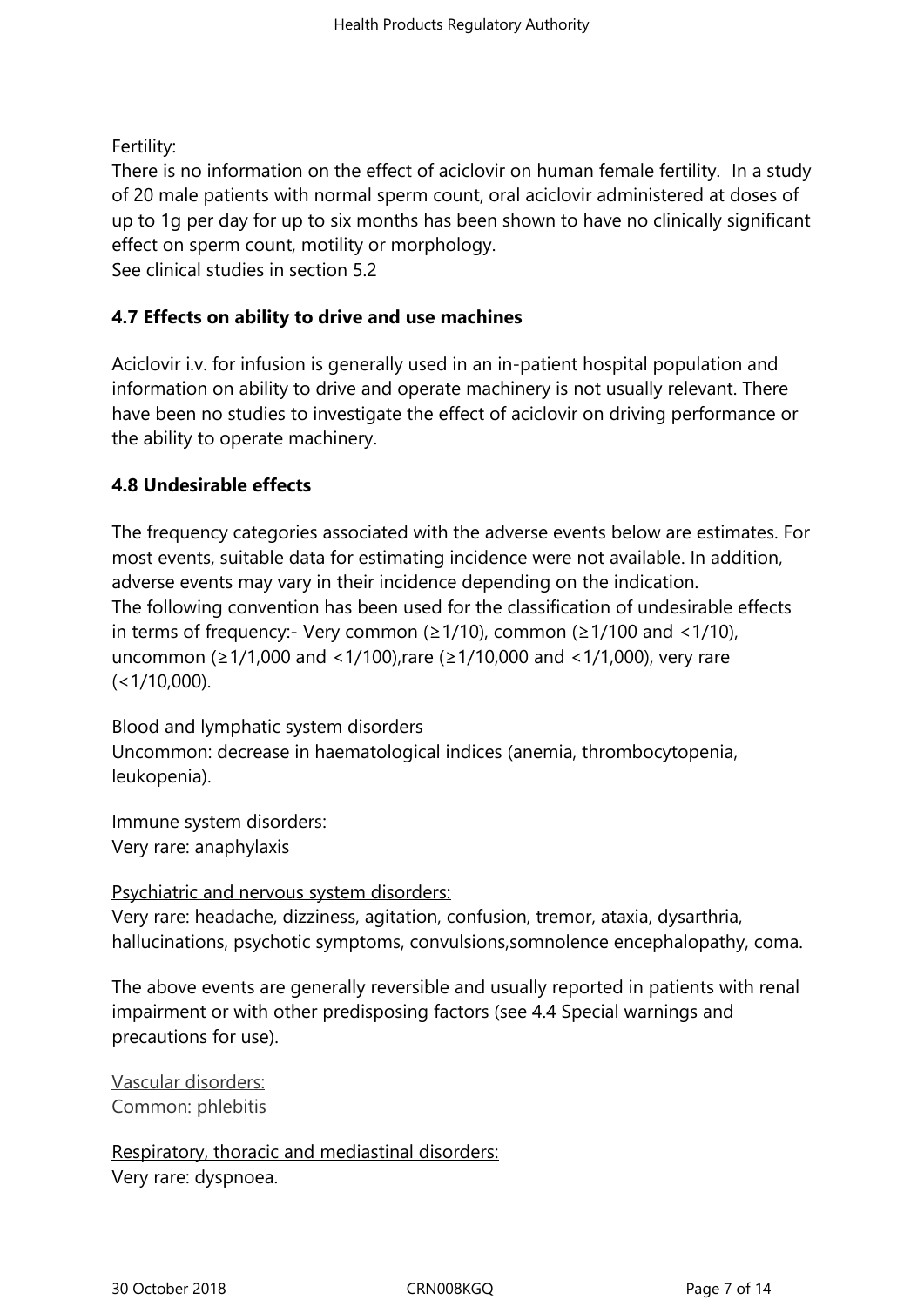Fertility:
There is no information on the effect of aciclovir on human female fertility. In a study of 20 male patients with normal sperm count, oral aciclovir administered at doses of up to 1g per day for up to six months has been shown to have no clinically significant effect on sperm count, motility or morphology.
See clinical studies in section 5.2

### 4.7 Effects on ability to drive and use machines

Aciclovir i.v. for infusion is generally used in an in-patient hospital population and information on ability to drive and operate machinery is not usually relevant. There have been no studies to investigate the effect of aciclovir on driving performance or the ability to operate machinery.

### 4.8 Undesirable effects

The frequency categories associated with the adverse events below are estimates. For most events, suitable data for estimating incidence were not available. In addition, adverse events may vary in their incidence depending on the indication.
The following convention has been used for the classification of undesirable effects in terms of frequency:- Very common (≥1/10), common (≥1/100 and <1/10), uncommon (≥1/1,000 and <1/100),rare (≥1/10,000 and <1/1,000), very rare (<1/10,000).

Blood and lymphatic system disorders
Uncommon: decrease in haematological indices (anemia, thrombocytopenia, leukopenia).

Immune system disorders:
Very rare: anaphylaxis

Psychiatric and nervous system disorders:
Very rare: headache, dizziness, agitation, confusion, tremor, ataxia, dysarthria, hallucinations, psychotic symptoms, convulsions,somnolence encephalopathy, coma.

The above events are generally reversible and usually reported in patients with renal impairment or with other predisposing factors (see 4.4 Special warnings and precautions for use).

Vascular disorders:
Common: phlebitis

Respiratory, thoracic and mediastinal disorders:
Very rare: dyspnoea.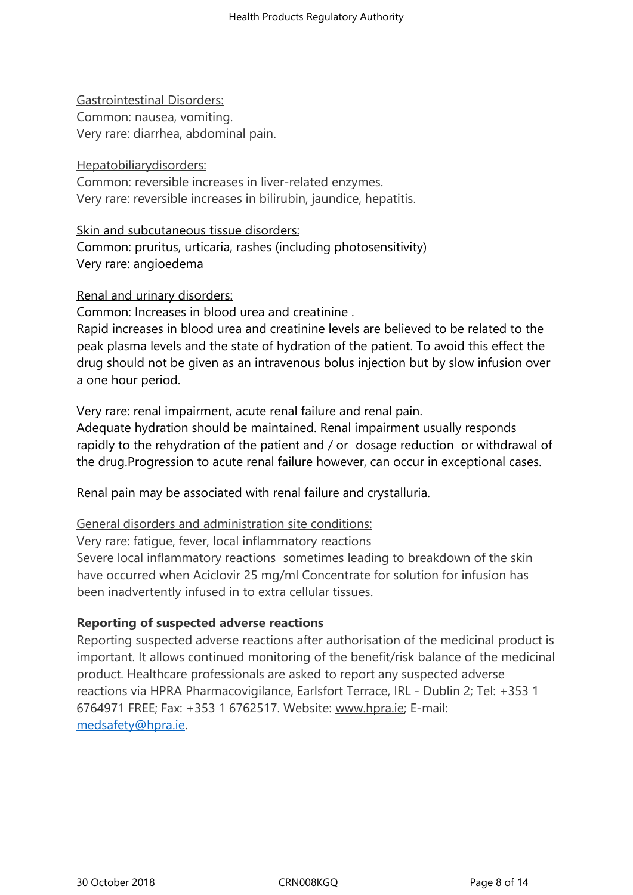Gastrointestinal Disorders:

Common: nausea, vomiting.

Very rare: diarrhea, abdominal pain.

Hepatobiliarydisorders:

Common: reversible increases in liver-related enzymes.

Very rare: reversible increases in bilirubin, jaundice, hepatitis.

Skin and subcutaneous tissue disorders:

Common: pruritus, urticaria, rashes (including photosensitivity)

Very rare: angioedema

Renal and urinary disorders:

Common: Increases in blood urea and creatinine .

Rapid increases in blood urea and creatinine levels are believed to be related to the peak plasma levels and the state of hydration of the patient. To avoid this effect the drug should not be given as an intravenous bolus injection but by slow infusion over a one hour period.

Very rare: renal impairment, acute renal failure and renal pain.

Adequate hydration should be maintained. Renal impairment usually responds rapidly to the rehydration of the patient and / or dosage reduction or withdrawal of the drug.Progression to acute renal failure however, can occur in exceptional cases.

Renal pain may be associated with renal failure and crystalluria.

General disorders and administration site conditions:

Very rare: fatigue, fever, local inflammatory reactions

Severe local inflammatory reactions sometimes leading to breakdown of the skin have occurred when Aciclovir 25 mg/ml Concentrate for solution for infusion has been inadvertently infused in to extra cellular tissues.

**Reporting of suspected adverse reactions**

Reporting suspected adverse reactions after authorisation of the medicinal product is important. It allows continued monitoring of the benefit/risk balance of the medicinal product. Healthcare professionals are asked to report any suspected adverse reactions via HPRA Pharmacovigilance, Earlsfort Terrace, IRL - Dublin 2; Tel: +353 1 6764971 FREE; Fax: +353 1 6762517. Website: www.hpra.ie; E-mail: medsafety@hpra.ie.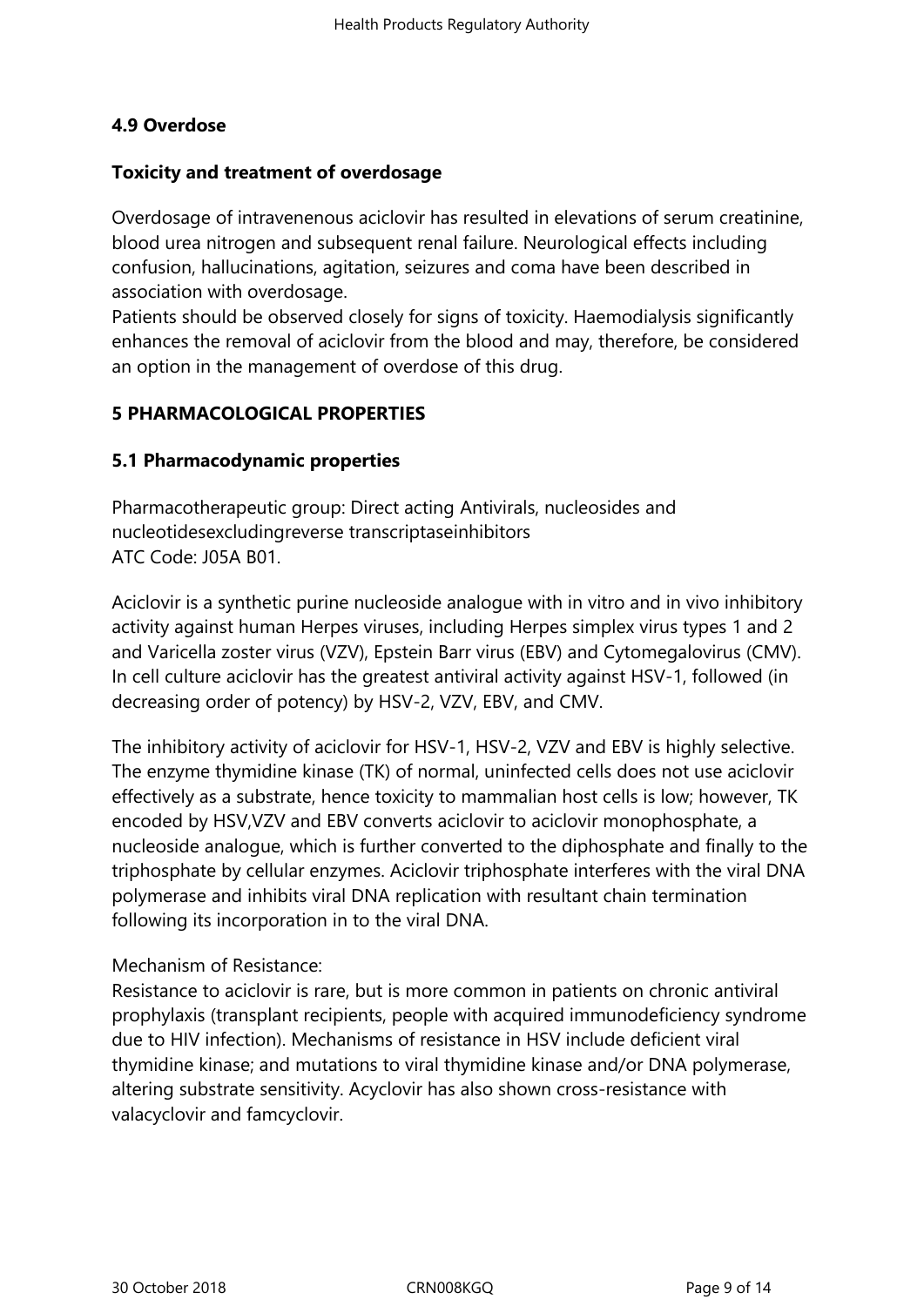### 4.9 Overdose

#### Toxicity and treatment of overdosage

Overdosage of intravenenous aciclovir has resulted in elevations of serum creatinine, blood urea nitrogen and subsequent renal failure. Neurological effects including confusion, hallucinations, agitation, seizures and coma have been described in association with overdosage.
Patients should be observed closely for signs of toxicity. Haemodialysis significantly enhances the removal of aciclovir from the blood and may, therefore, be considered an option in the management of overdose of this drug.

## 5 PHARMACOLOGICAL PROPERTIES

### 5.1 Pharmacodynamic properties

Pharmacotherapeutic group: Direct acting Antivirals, nucleosides and nucleotidesexcludingreverse transcriptaseinhibitors
ATC Code: J05A B01.

Aciclovir is a synthetic purine nucleoside analogue with in vitro and in vivo inhibitory activity against human Herpes viruses, including Herpes simplex virus types 1 and 2 and Varicella zoster virus (VZV), Epstein Barr virus (EBV) and Cytomegalovirus (CMV). In cell culture aciclovir has the greatest antiviral activity against HSV-1, followed (in decreasing order of potency) by HSV-2, VZV, EBV, and CMV.

The inhibitory activity of aciclovir for HSV-1, HSV-2, VZV and EBV is highly selective. The enzyme thymidine kinase (TK) of normal, uninfected cells does not use aciclovir effectively as a substrate, hence toxicity to mammalian host cells is low; however, TK encoded by HSV,VZV and EBV converts aciclovir to aciclovir monophosphate, a nucleoside analogue, which is further converted to the diphosphate and finally to the triphosphate by cellular enzymes. Aciclovir triphosphate interferes with the viral DNA polymerase and inhibits viral DNA replication with resultant chain termination following its incorporation in to the viral DNA.

Mechanism of Resistance:
Resistance to aciclovir is rare, but is more common in patients on chronic antiviral prophylaxis (transplant recipients, people with acquired immunodeficiency syndrome due to HIV infection). Mechanisms of resistance in HSV include deficient viral thymidine kinase; and mutations to viral thymidine kinase and/or DNA polymerase, altering substrate sensitivity. Acyclovir has also shown cross-resistance with valacyclovir and famcyclovir.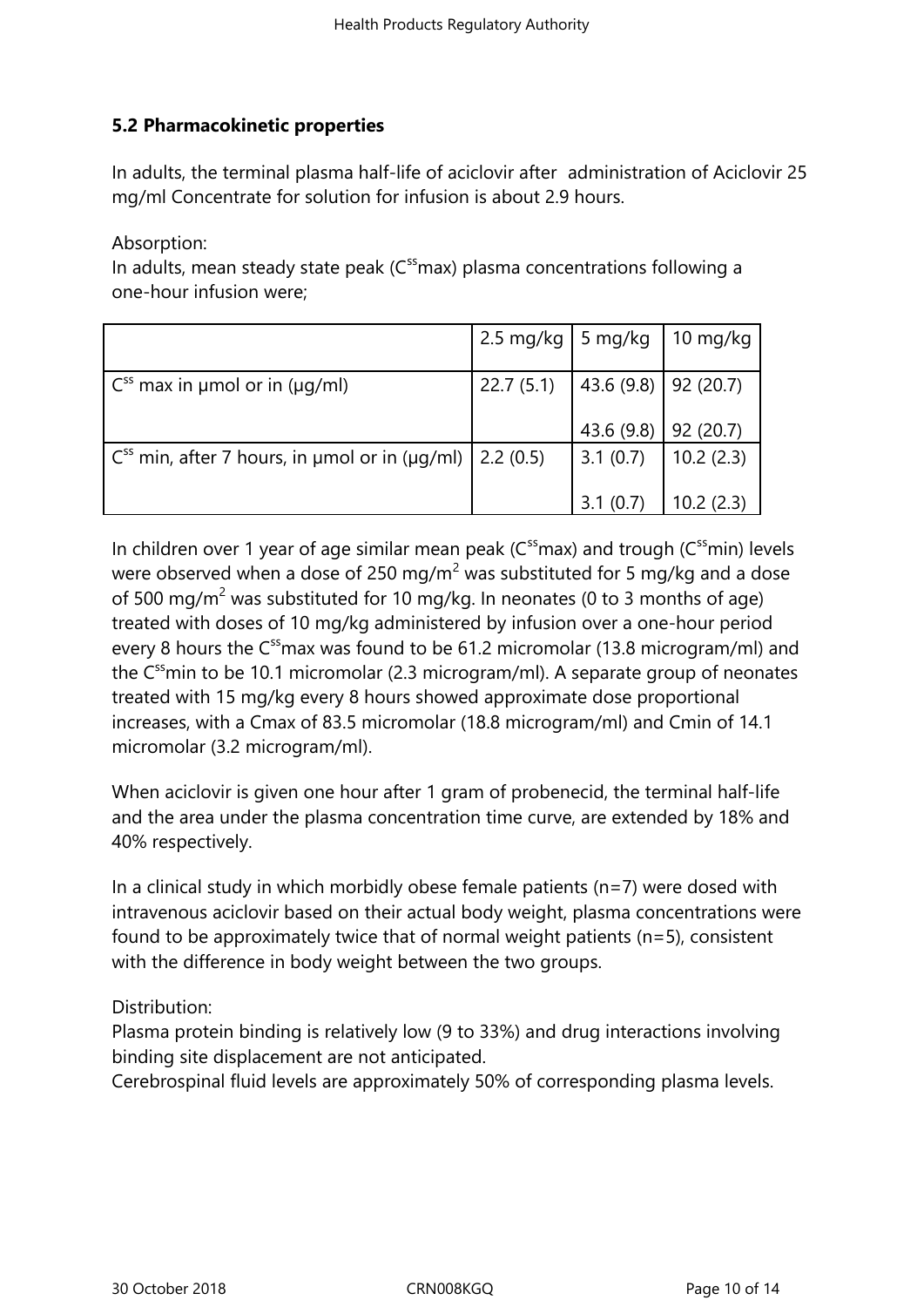### 5.2 Pharmacokinetic properties

In adults, the terminal plasma half-life of aciclovir after administration of Aciclovir 25 mg/ml Concentrate for solution for infusion is about 2.9 hours.

Absorption:
In adults, mean steady state peak ($C^{ss}max$) plasma concentrations following a one-hour infusion were;

| | 2.5 mg/kg | 5 mg/kg | 10 mg/kg |
|---|---|---|---|
| $C^{ss}$ max in μmol or in (μg/ml) | 22.7 (5.1) | 43.6 (9.8)<br>43.6 (9.8) | 92 (20.7)<br>92 (20.7) |
| $C^{ss}$ min, after 7 hours, in μmol or in (μg/ml) | 2.2 (0.5) | 3.1 (0.7)<br>3.1 (0.7) | 10.2 (2.3)<br>10.2 (2.3) |

In children over 1 year of age similar mean peak ($C^{ss}max$) and trough ($C^{ss}min$) levels were observed when a dose of 250 mg/m$^2$ was substituted for 5 mg/kg and a dose of 500 mg/m$^2$ was substituted for 10 mg/kg. In neonates (0 to 3 months of age) treated with doses of 10 mg/kg administered by infusion over a one-hour period every 8 hours the $C^{ss}max$ was found to be 61.2 micromolar (13.8 microgram/ml) and the $C^{ss}min$ to be 10.1 micromolar (2.3 microgram/ml). A separate group of neonates treated with 15 mg/kg every 8 hours showed approximate dose proportional increases, with a Cmax of 83.5 micromolar (18.8 microgram/ml) and Cmin of 14.1 micromolar (3.2 microgram/ml).

When aciclovir is given one hour after 1 gram of probenecid, the terminal half-life and the area under the plasma concentration time curve, are extended by 18% and 40% respectively.

In a clinical study in which morbidly obese female patients (n=7) were dosed with intravenous aciclovir based on their actual body weight, plasma concentrations were found to be approximately twice that of normal weight patients (n=5), consistent with the difference in body weight between the two groups.

Distribution:
Plasma protein binding is relatively low (9 to 33%) and drug interactions involving binding site displacement are not anticipated.
Cerebrospinal fluid levels are approximately 50% of corresponding plasma levels.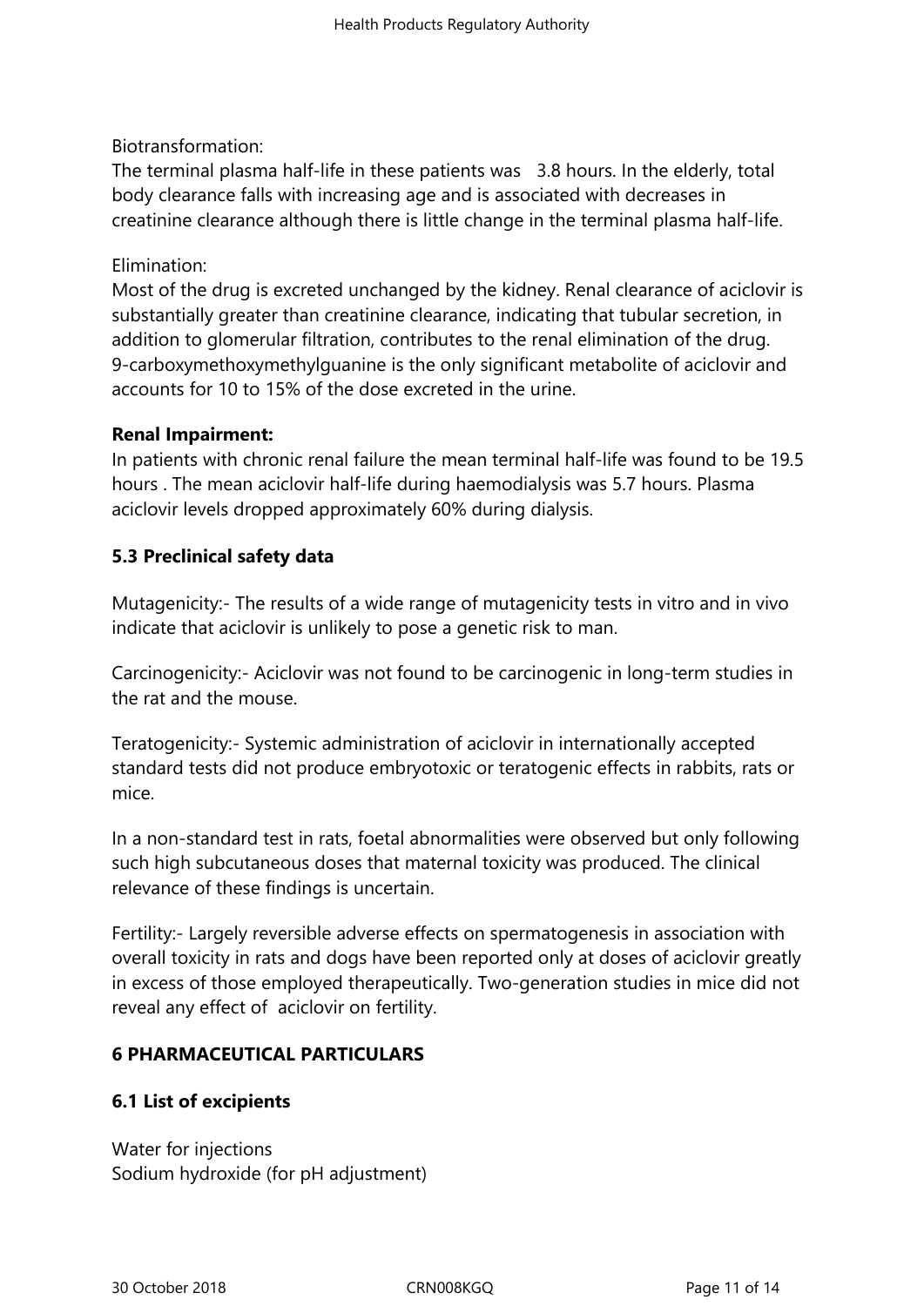Biotransformation:
The terminal plasma half-life in these patients was 3.8 hours. In the elderly, total body clearance falls with increasing age and is associated with decreases in creatinine clearance although there is little change in the terminal plasma half-life.

Elimination:
Most of the drug is excreted unchanged by the kidney. Renal clearance of aciclovir is substantially greater than creatinine clearance, indicating that tubular secretion, in addition to glomerular filtration, contributes to the renal elimination of the drug. 9-carboxymethoxymethylguanine is the only significant metabolite of aciclovir and accounts for 10 to 15% of the dose excreted in the urine.

**Renal Impairment:**
In patients with chronic renal failure the mean terminal half-life was found to be 19.5 hours . The mean aciclovir half-life during haemodialysis was 5.7 hours. Plasma aciclovir levels dropped approximately 60% during dialysis.

## 5.3 Preclinical safety data

Mutagenicity:- The results of a wide range of mutagenicity tests in vitro and in vivo indicate that aciclovir is unlikely to pose a genetic risk to man.

Carcinogenicity:- Aciclovir was not found to be carcinogenic in long-term studies in the rat and the mouse.

Teratogenicity:- Systemic administration of aciclovir in internationally accepted standard tests did not produce embryotoxic or teratogenic effects in rabbits, rats or mice.

In a non-standard test in rats, foetal abnormalities were observed but only following such high subcutaneous doses that maternal toxicity was produced. The clinical relevance of these findings is uncertain.

Fertility:- Largely reversible adverse effects on spermatogenesis in association with overall toxicity in rats and dogs have been reported only at doses of aciclovir greatly in excess of those employed therapeutically. Two-generation studies in mice did not reveal any effect of aciclovir on fertility.

# 6 PHARMACEUTICAL PARTICULARS

## 6.1 List of excipients

Water for injections
Sodium hydroxide (for pH adjustment)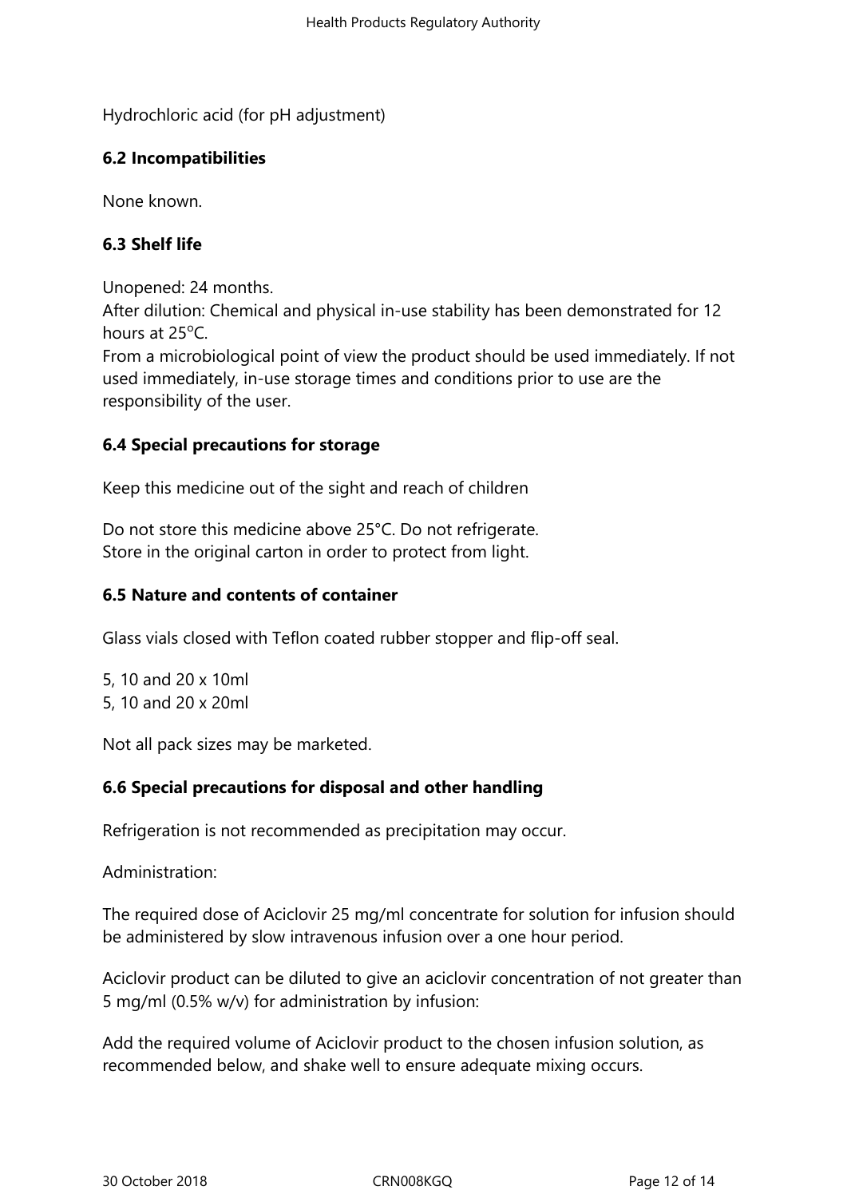Hydrochloric acid (for pH adjustment)

### 6.2 Incompatibilities

None known.

### 6.3 Shelf life

Unopened: 24 months.
After dilution: Chemical and physical in-use stability has been demonstrated for 12 hours at 25°C.
From a microbiological point of view the product should be used immediately. If not used immediately, in-use storage times and conditions prior to use are the responsibility of the user.

### 6.4 Special precautions for storage

Keep this medicine out of the sight and reach of children

Do not store this medicine above 25°C. Do not refrigerate.
Store in the original carton in order to protect from light.

### 6.5 Nature and contents of container

Glass vials closed with Teflon coated rubber stopper and flip-off seal.

5, 10 and 20 x 10ml
5, 10 and 20 x 20ml

Not all pack sizes may be marketed.

### 6.6 Special precautions for disposal and other handling

Refrigeration is not recommended as precipitation may occur.

Administration:

The required dose of Aciclovir 25 mg/ml concentrate for solution for infusion should be administered by slow intravenous infusion over a one hour period.

Aciclovir product can be diluted to give an aciclovir concentration of not greater than 5 mg/ml (0.5% w/v) for administration by infusion:

Add the required volume of Aciclovir product to the chosen infusion solution, as recommended below, and shake well to ensure adequate mixing occurs.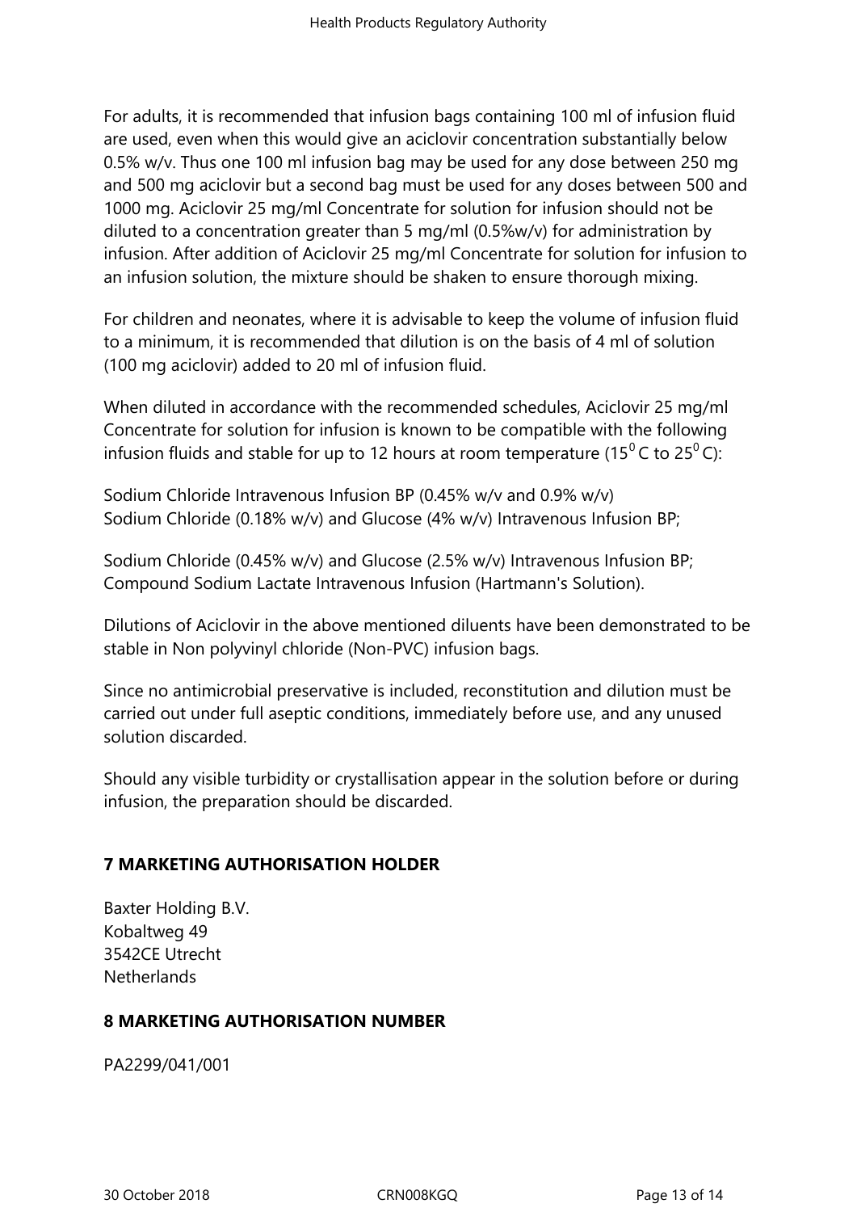For adults, it is recommended that infusion bags containing 100 ml of infusion fluid are used, even when this would give an aciclovir concentration substantially below 0.5% w/v. Thus one 100 ml infusion bag may be used for any dose between 250 mg and 500 mg aciclovir but a second bag must be used for any doses between 500 and 1000 mg. Aciclovir 25 mg/ml Concentrate for solution for infusion should not be diluted to a concentration greater than 5 mg/ml (0.5%w/v) for administration by infusion. After addition of Aciclovir 25 mg/ml Concentrate for solution for infusion to an infusion solution, the mixture should be shaken to ensure thorough mixing.

For children and neonates, where it is advisable to keep the volume of infusion fluid to a minimum, it is recommended that dilution is on the basis of 4 ml of solution (100 mg aciclovir) added to 20 ml of infusion fluid.

When diluted in accordance with the recommended schedules, Aciclovir 25 mg/ml Concentrate for solution for infusion is known to be compatible with the following infusion fluids and stable for up to 12 hours at room temperature ($15^0$ C to $25^0$ C):

Sodium Chloride Intravenous Infusion BP (0.45% w/v and 0.9% w/v)
Sodium Chloride (0.18% w/v) and Glucose (4% w/v) Intravenous Infusion BP;

Sodium Chloride (0.45% w/v) and Glucose (2.5% w/v) Intravenous Infusion BP;
Compound Sodium Lactate Intravenous Infusion (Hartmann's Solution).

Dilutions of Aciclovir in the above mentioned diluents have been demonstrated to be stable in Non polyvinyl chloride (Non-PVC) infusion bags.

Since no antimicrobial preservative is included, reconstitution and dilution must be carried out under full aseptic conditions, immediately before use, and any unused solution discarded.

Should any visible turbidity or crystallisation appear in the solution before or during infusion, the preparation should be discarded.

## 7 MARKETING AUTHORISATION HOLDER

Baxter Holding B.V.
Kobaltweg 49
3542CE Utrecht
Netherlands

## 8 MARKETING AUTHORISATION NUMBER

PA2299/041/001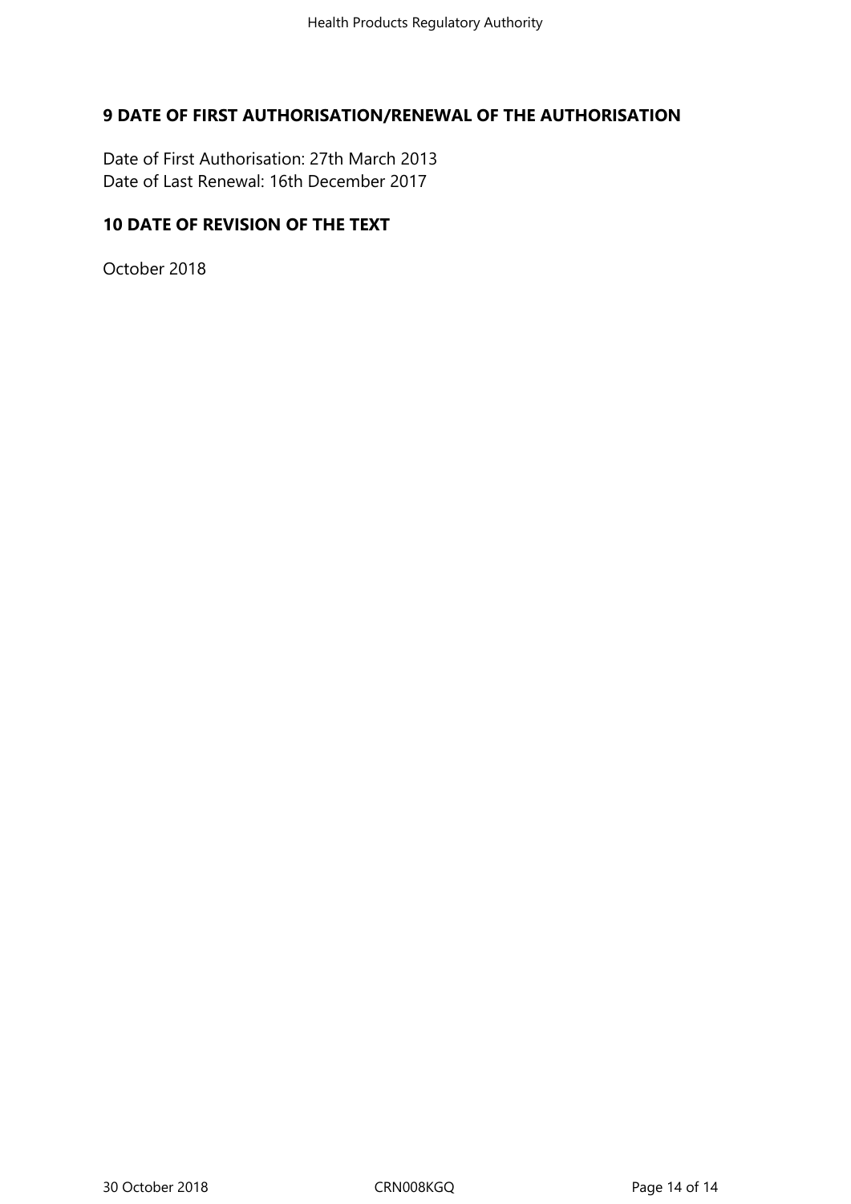## 9 DATE OF FIRST AUTHORISATION/RENEWAL OF THE AUTHORISATION

Date of First Authorisation: 27th March 2013
Date of Last Renewal: 16th December 2017

## 10 DATE OF REVISION OF THE TEXT

October 2018